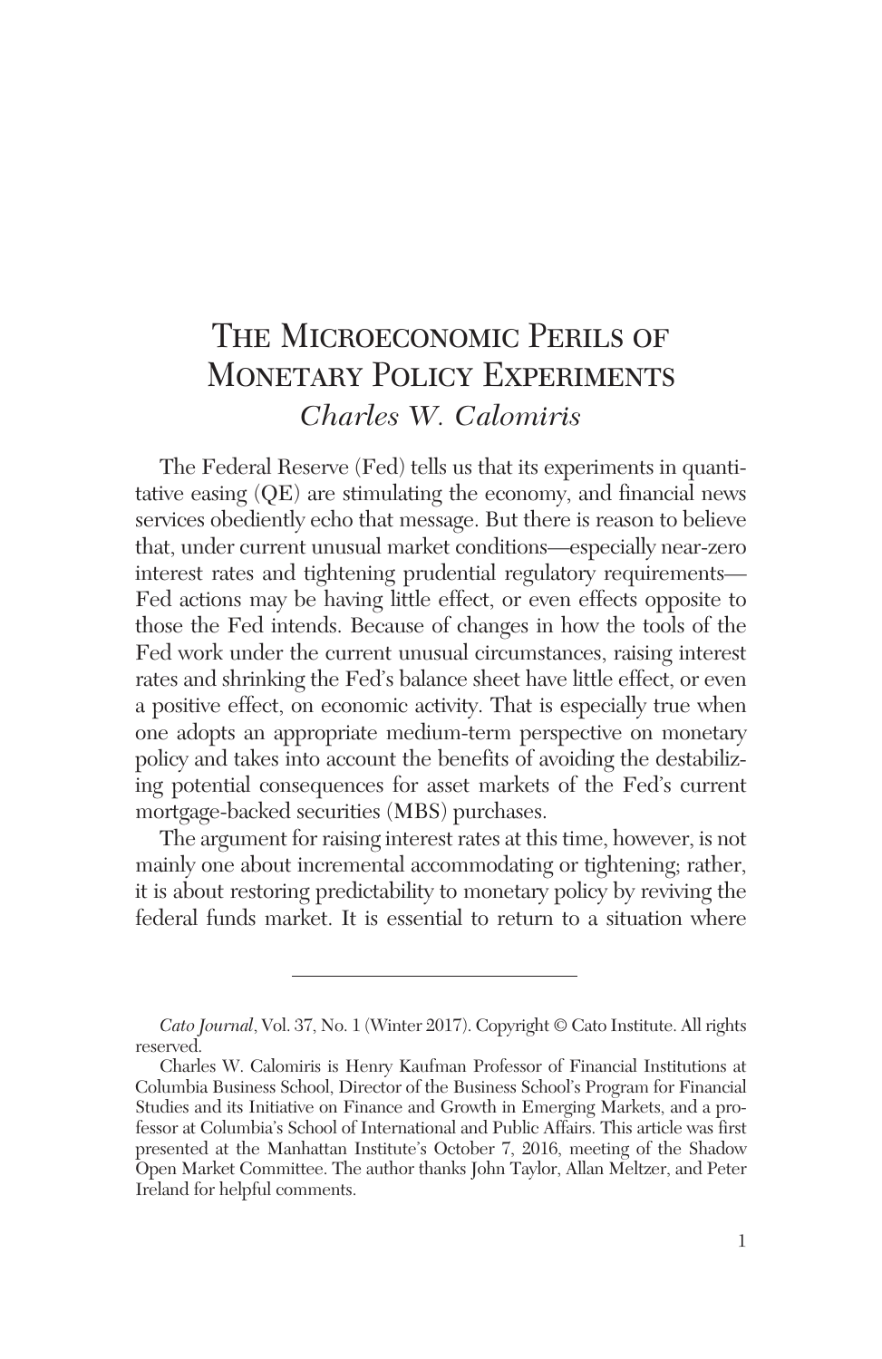# The Microeconomic Perils of Monetary Policy Experiments

*Charles W. Calomiris*

The Federal Reserve (Fed) tells us that its experiments in quantitative easing (QE) are stimulating the economy, and financial news services obediently echo that message. But there is reason to believe that, under current unusual market conditions—especially near-zero interest rates and tightening prudential regulatory requirements—Fed actions may be having little effect, or even effects opposite to those the Fed intends. Because of changes in how the tools of the Fed work under the current unusual circumstances, raising interest rates and shrinking the Fed's balance sheet have little effect, or even a positive effect, on economic activity. That is especially true when one adopts an appropriate medium-term perspective on monetary policy and takes into account the benefits of avoiding the destabilizing potential consequences for asset markets of the Fed's current mortgage-backed securities (MBS) purchases.

The argument for raising interest rates at this time, however, is not mainly one about incremental accommodating or tightening; rather, it is about restoring predictability to monetary policy by reviving the federal funds market. It is essential to return to a situation where

---

*Cato Journal*, Vol. 37, No. 1 (Winter 2017). Copyright © Cato Institute. All rights reserved.

Charles W. Calomiris is Henry Kaufman Professor of Financial Institutions at Columbia Business School, Director of the Business School's Program for Financial Studies and its Initiative on Finance and Growth in Emerging Markets, and a professor at Columbia's School of International and Public Affairs. This article was first presented at the Manhattan Institute's October 7, 2016, meeting of the Shadow Open Market Committee. The author thanks John Taylor, Allan Meltzer, and Peter Ireland for helpful comments.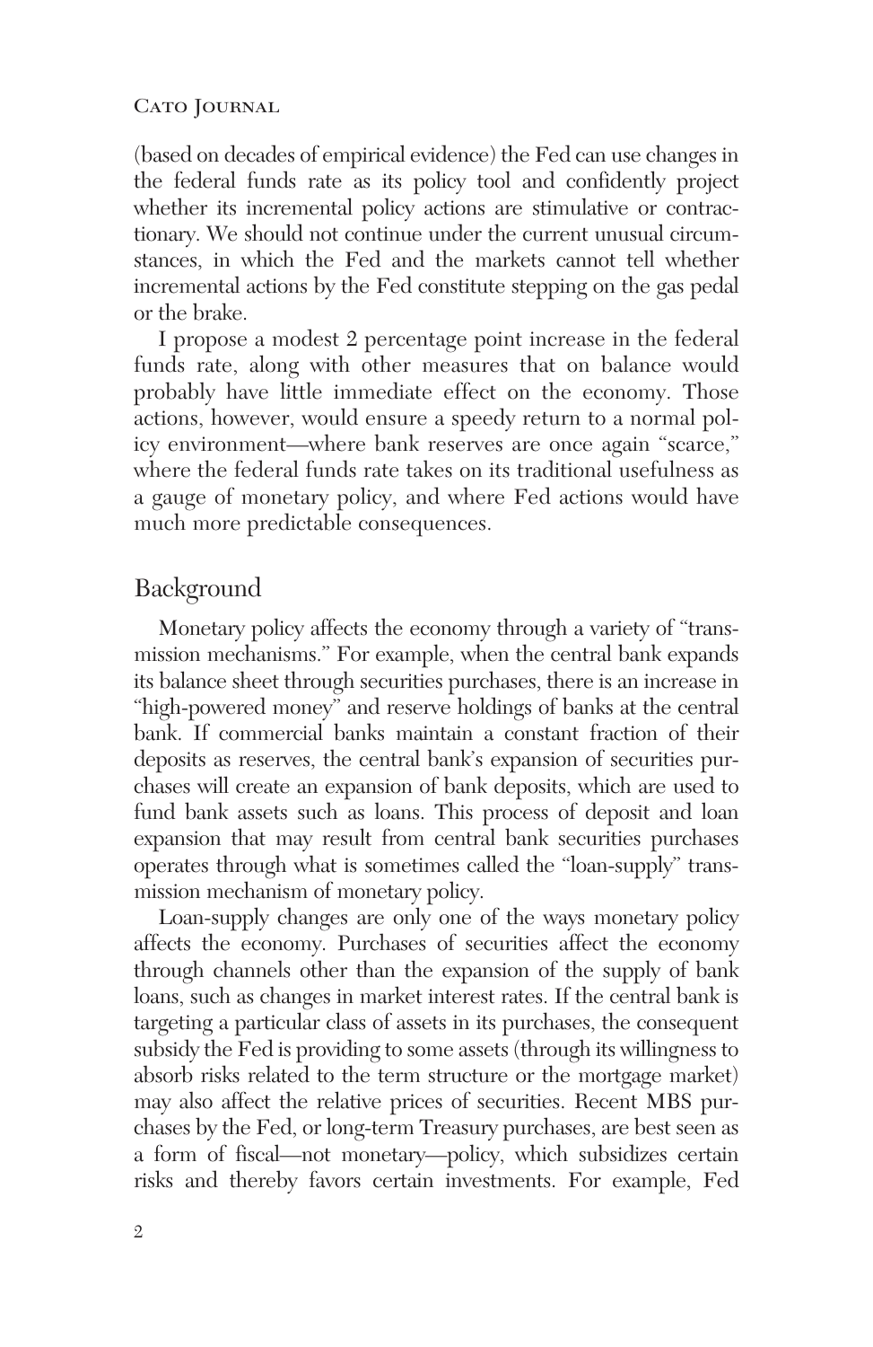(based on decades of empirical evidence) the Fed can use changes in the federal funds rate as its policy tool and confidently project whether its incremental policy actions are stimulative or contractionary. We should not continue under the current unusual circumstances, in which the Fed and the markets cannot tell whether incremental actions by the Fed constitute stepping on the gas pedal or the brake.

I propose a modest 2 percentage point increase in the federal funds rate, along with other measures that on balance would probably have little immediate effect on the economy. Those actions, however, would ensure a speedy return to a normal policy environment—where bank reserves are once again "scarce," where the federal funds rate takes on its traditional usefulness as a gauge of monetary policy, and where Fed actions would have much more predictable consequences.

## Background

Monetary policy affects the economy through a variety of "transmission mechanisms." For example, when the central bank expands its balance sheet through securities purchases, there is an increase in "high-powered money" and reserve holdings of banks at the central bank. If commercial banks maintain a constant fraction of their deposits as reserves, the central bank's expansion of securities purchases will create an expansion of bank deposits, which are used to fund bank assets such as loans. This process of deposit and loan expansion that may result from central bank securities purchases operates through what is sometimes called the "loan-supply" transmission mechanism of monetary policy.

Loan-supply changes are only one of the ways monetary policy affects the economy. Purchases of securities affect the economy through channels other than the expansion of the supply of bank loans, such as changes in market interest rates. If the central bank is targeting a particular class of assets in its purchases, the consequent subsidy the Fed is providing to some assets (through its willingness to absorb risks related to the term structure or the mortgage market) may also affect the relative prices of securities. Recent MBS purchases by the Fed, or long-term Treasury purchases, are best seen as a form of fiscal—not monetary—policy, which subsidizes certain risks and thereby favors certain investments. For example, Fed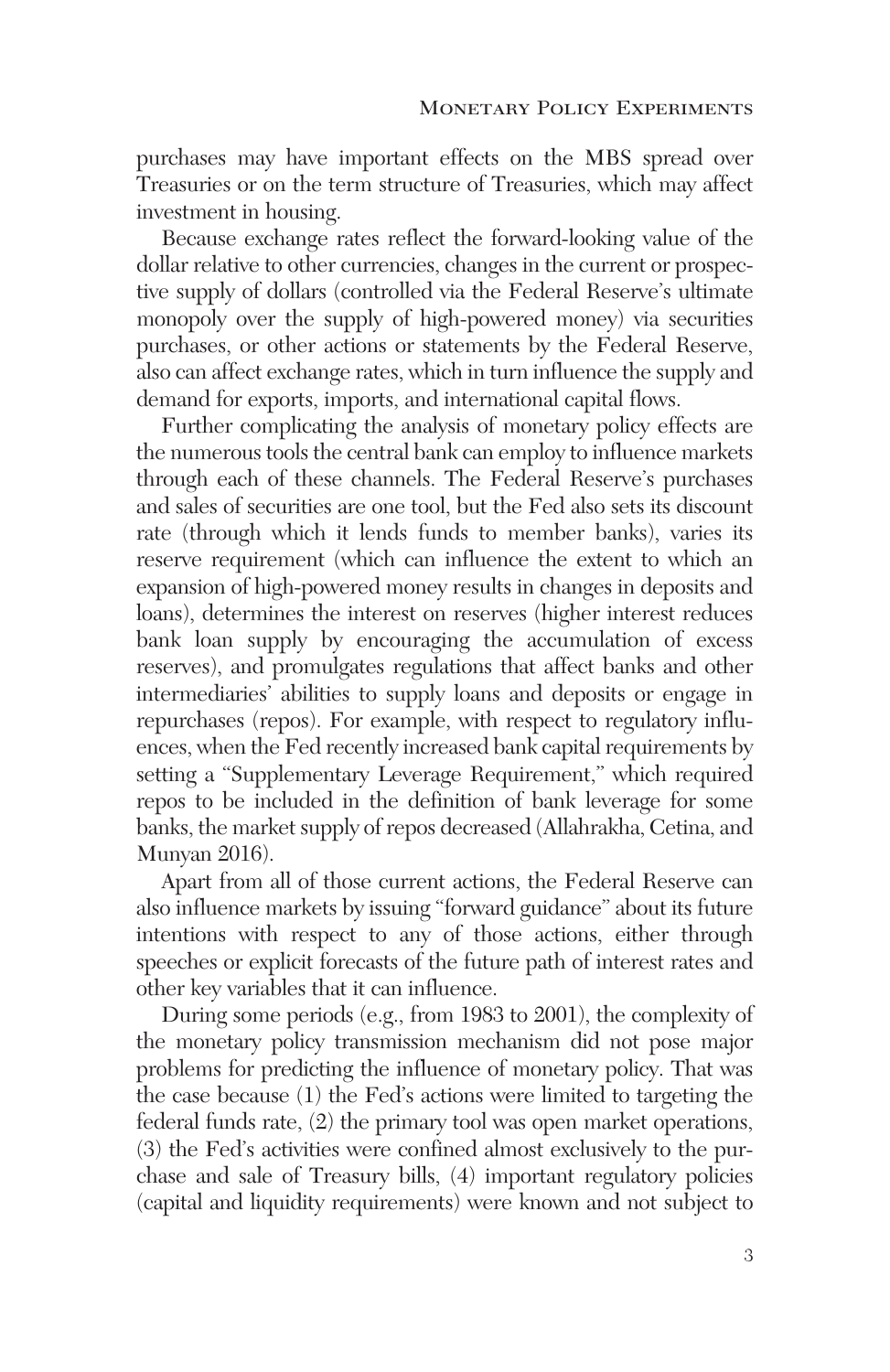purchases may have important effects on the MBS spread over Treasuries or on the term structure of Treasuries, which may affect investment in housing.

Because exchange rates reflect the forward-looking value of the dollar relative to other currencies, changes in the current or prospective supply of dollars (controlled via the Federal Reserve's ultimate monopoly over the supply of high-powered money) via securities purchases, or other actions or statements by the Federal Reserve, also can affect exchange rates, which in turn influence the supply and demand for exports, imports, and international capital flows.

Further complicating the analysis of monetary policy effects are the numerous tools the central bank can employ to influence markets through each of these channels. The Federal Reserve's purchases and sales of securities are one tool, but the Fed also sets its discount rate (through which it lends funds to member banks), varies its reserve requirement (which can influence the extent to which an expansion of high-powered money results in changes in deposits and loans), determines the interest on reserves (higher interest reduces bank loan supply by encouraging the accumulation of excess reserves), and promulgates regulations that affect banks and other intermediaries' abilities to supply loans and deposits or engage in repurchases (repos). For example, with respect to regulatory influences, when the Fed recently increased bank capital requirements by setting a "Supplementary Leverage Requirement," which required repos to be included in the definition of bank leverage for some banks, the market supply of repos decreased (Allahrakha, Cetina, and Munyan 2016).

Apart from all of those current actions, the Federal Reserve can also influence markets by issuing "forward guidance" about its future intentions with respect to any of those actions, either through speeches or explicit forecasts of the future path of interest rates and other key variables that it can influence.

During some periods (e.g., from 1983 to 2001), the complexity of the monetary policy transmission mechanism did not pose major problems for predicting the influence of monetary policy. That was the case because (1) the Fed's actions were limited to targeting the federal funds rate, (2) the primary tool was open market operations, (3) the Fed's activities were confined almost exclusively to the purchase and sale of Treasury bills, (4) important regulatory policies (capital and liquidity requirements) were known and not subject to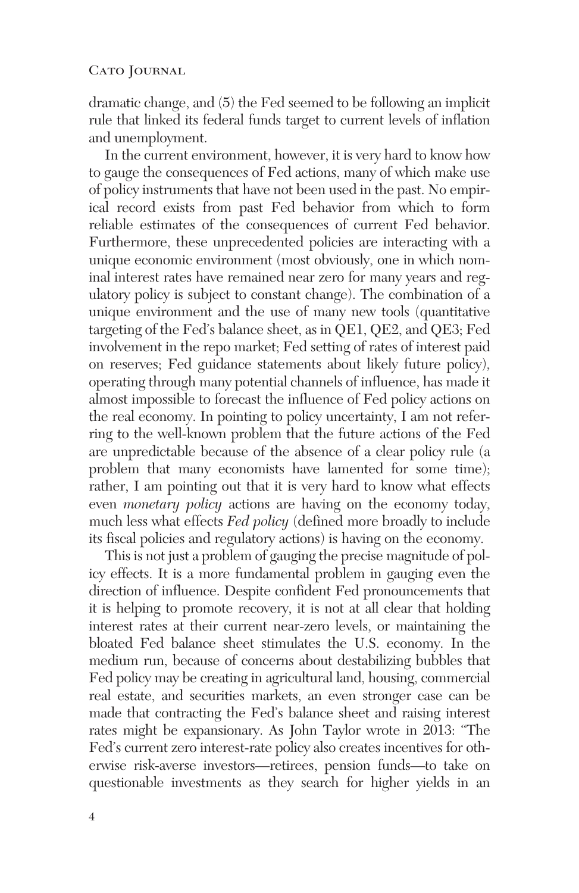dramatic change, and (5) the Fed seemed to be following an implicit rule that linked its federal funds target to current levels of inflation and unemployment.

In the current environment, however, it is very hard to know how to gauge the consequences of Fed actions, many of which make use of policy instruments that have not been used in the past. No empirical record exists from past Fed behavior from which to form reliable estimates of the consequences of current Fed behavior. Furthermore, these unprecedented policies are interacting with a unique economic environment (most obviously, one in which nominal interest rates have remained near zero for many years and regulatory policy is subject to constant change). The combination of a unique environment and the use of many new tools (quantitative targeting of the Fed's balance sheet, as in QE1, QE2, and QE3; Fed involvement in the repo market; Fed setting of rates of interest paid on reserves; Fed guidance statements about likely future policy), operating through many potential channels of influence, has made it almost impossible to forecast the influence of Fed policy actions on the real economy. In pointing to policy uncertainty, I am not referring to the well-known problem that the future actions of the Fed are unpredictable because of the absence of a clear policy rule (a problem that many economists have lamented for some time); rather, I am pointing out that it is very hard to know what effects even *monetary policy* actions are having on the economy today, much less what effects *Fed policy* (defined more broadly to include its fiscal policies and regulatory actions) is having on the economy.

This is not just a problem of gauging the precise magnitude of policy effects. It is a more fundamental problem in gauging even the direction of influence. Despite confident Fed pronouncements that it is helping to promote recovery, it is not at all clear that holding interest rates at their current near-zero levels, or maintaining the bloated Fed balance sheet stimulates the U.S. economy. In the medium run, because of concerns about destabilizing bubbles that Fed policy may be creating in agricultural land, housing, commercial real estate, and securities markets, an even stronger case can be made that contracting the Fed's balance sheet and raising interest rates might be expansionary. As John Taylor wrote in 2013: "The Fed's current zero interest-rate policy also creates incentives for otherwise risk-averse investors—retirees, pension funds—to take on questionable investments as they search for higher yields in an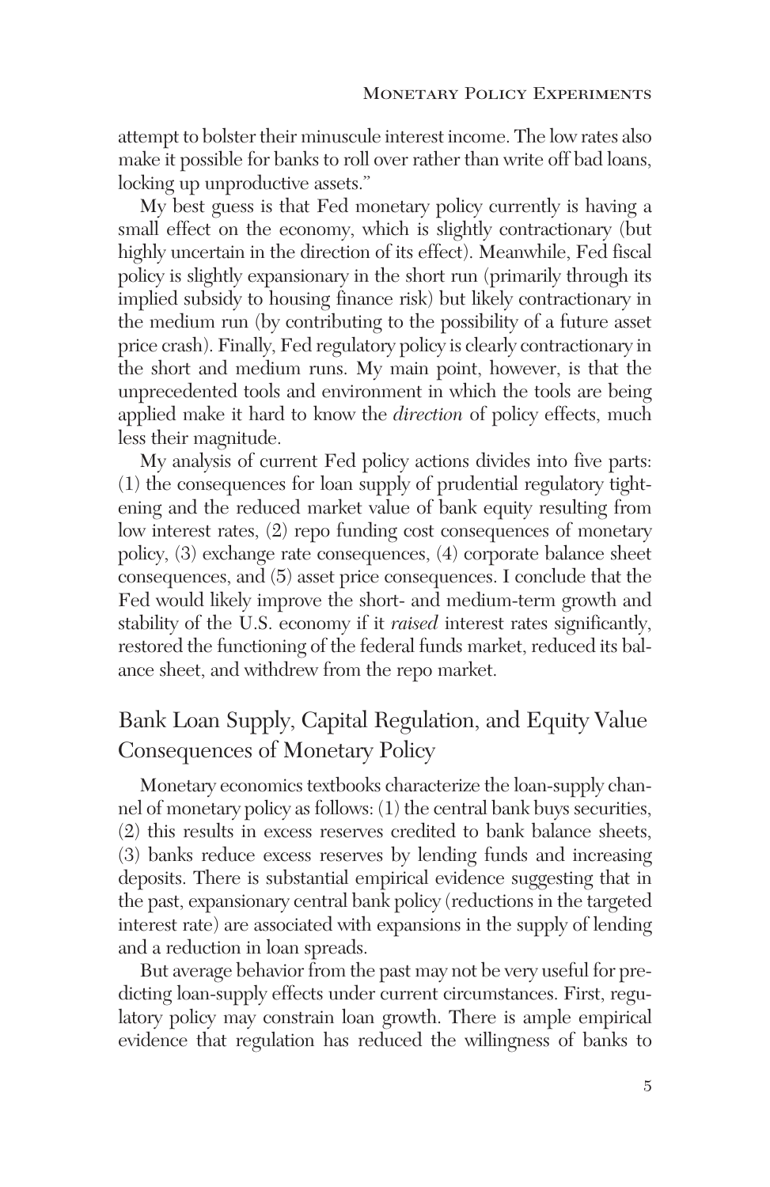attempt to bolster their minuscule interest income. The low rates also make it possible for banks to roll over rather than write off bad loans, locking up unproductive assets."

My best guess is that Fed monetary policy currently is having a small effect on the economy, which is slightly contractionary (but highly uncertain in the direction of its effect). Meanwhile, Fed fiscal policy is slightly expansionary in the short run (primarily through its implied subsidy to housing finance risk) but likely contractionary in the medium run (by contributing to the possibility of a future asset price crash). Finally, Fed regulatory policy is clearly contractionary in the short and medium runs. My main point, however, is that the unprecedented tools and environment in which the tools are being applied make it hard to know the *direction* of policy effects, much less their magnitude.

My analysis of current Fed policy actions divides into five parts: (1) the consequences for loan supply of prudential regulatory tightening and the reduced market value of bank equity resulting from low interest rates, (2) repo funding cost consequences of monetary policy, (3) exchange rate consequences, (4) corporate balance sheet consequences, and (5) asset price consequences. I conclude that the Fed would likely improve the short- and medium-term growth and stability of the U.S. economy if it *raised* interest rates significantly, restored the functioning of the federal funds market, reduced its balance sheet, and withdrew from the repo market.

## Bank Loan Supply, Capital Regulation, and Equity Value Consequences of Monetary Policy

Monetary economics textbooks characterize the loan-supply channel of monetary policy as follows: (1) the central bank buys securities, (2) this results in excess reserves credited to bank balance sheets, (3) banks reduce excess reserves by lending funds and increasing deposits. There is substantial empirical evidence suggesting that in the past, expansionary central bank policy (reductions in the targeted interest rate) are associated with expansions in the supply of lending and a reduction in loan spreads.

But average behavior from the past may not be very useful for predicting loan-supply effects under current circumstances. First, regulatory policy may constrain loan growth. There is ample empirical evidence that regulation has reduced the willingness of banks to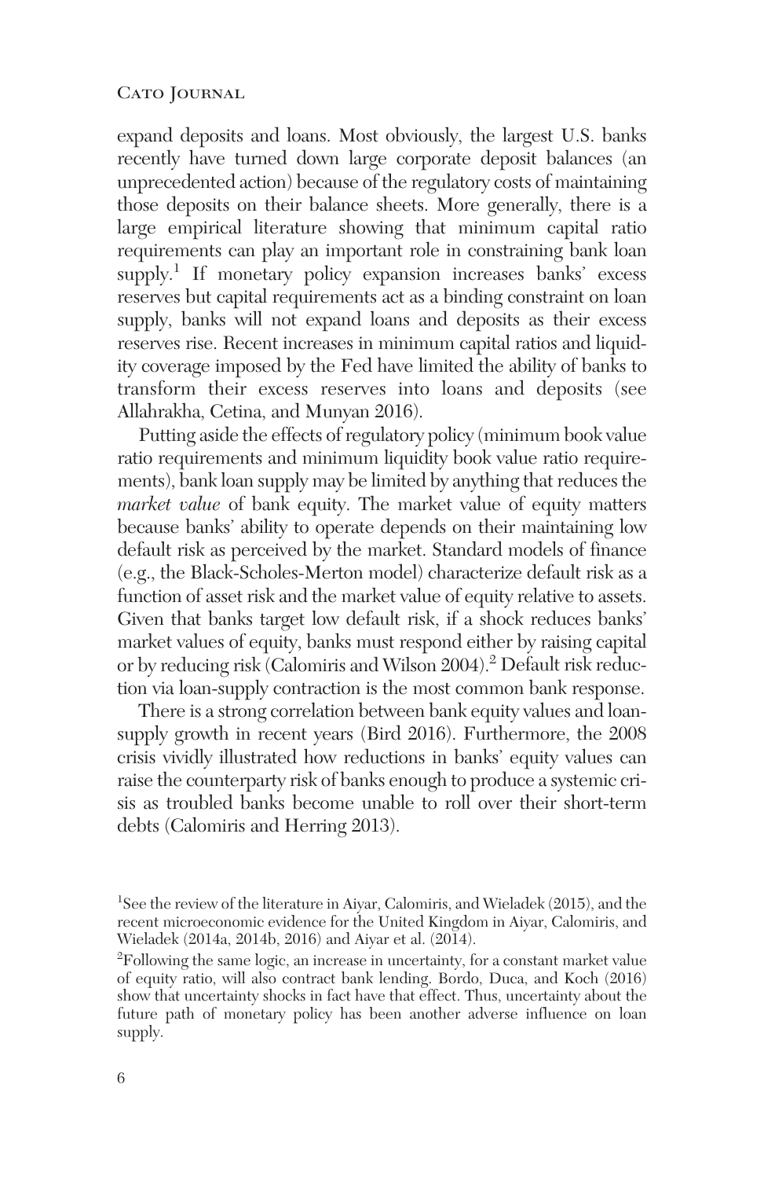expand deposits and loans. Most obviously, the largest U.S. banks recently have turned down large corporate deposit balances (an unprecedented action) because of the regulatory costs of maintaining those deposits on their balance sheets. More generally, there is a large empirical literature showing that minimum capital ratio requirements can play an important role in constraining bank loan supply.[1] If monetary policy expansion increases banks' excess reserves but capital requirements act as a binding constraint on loan supply, banks will not expand loans and deposits as their excess reserves rise. Recent increases in minimum capital ratios and liquidity coverage imposed by the Fed have limited the ability of banks to transform their excess reserves into loans and deposits (see Allahrakha, Cetina, and Munyan 2016).

Putting aside the effects of regulatory policy (minimum book value ratio requirements and minimum liquidity book value ratio requirements), bank loan supply may be limited by anything that reduces the *market value* of bank equity. The market value of equity matters because banks' ability to operate depends on their maintaining low default risk as perceived by the market. Standard models of finance (e.g., the Black-Scholes-Merton model) characterize default risk as a function of asset risk and the market value of equity relative to assets. Given that banks target low default risk, if a shock reduces banks' market values of equity, banks must respond either by raising capital or by reducing risk (Calomiris and Wilson 2004).[2] Default risk reduction via loan-supply contraction is the most common bank response.

There is a strong correlation between bank equity values and loan-supply growth in recent years (Bird 2016). Furthermore, the 2008 crisis vividly illustrated how reductions in banks' equity values can raise the counterparty risk of banks enough to produce a systemic crisis as troubled banks become unable to roll over their short-term debts (Calomiris and Herring 2013).

[1]See the review of the literature in Aiyar, Calomiris, and Wieladek (2015), and the recent microeconomic evidence for the United Kingdom in Aiyar, Calomiris, and Wieladek (2014a, 2014b, 2016) and Aiyar et al. (2014).

[2]Following the same logic, an increase in uncertainty, for a constant market value of equity ratio, will also contract bank lending. Bordo, Duca, and Koch (2016) show that uncertainty shocks in fact have that effect. Thus, uncertainty about the future path of monetary policy has been another adverse influence on loan supply.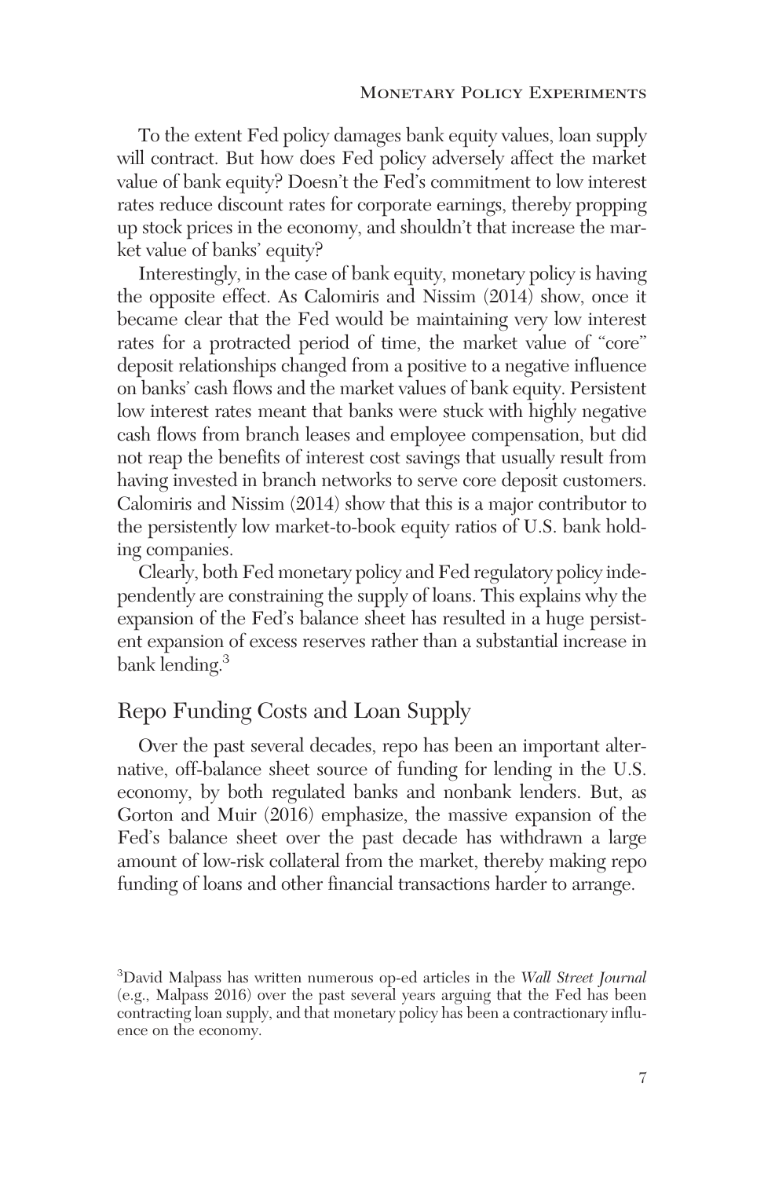To the extent Fed policy damages bank equity values, loan supply will contract. But how does Fed policy adversely affect the market value of bank equity? Doesn't the Fed's commitment to low interest rates reduce discount rates for corporate earnings, thereby propping up stock prices in the economy, and shouldn't that increase the market value of banks' equity?

Interestingly, in the case of bank equity, monetary policy is having the opposite effect. As Calomiris and Nissim (2014) show, once it became clear that the Fed would be maintaining very low interest rates for a protracted period of time, the market value of "core" deposit relationships changed from a positive to a negative influence on banks' cash flows and the market values of bank equity. Persistent low interest rates meant that banks were stuck with highly negative cash flows from branch leases and employee compensation, but did not reap the benefits of interest cost savings that usually result from having invested in branch networks to serve core deposit customers. Calomiris and Nissim (2014) show that this is a major contributor to the persistently low market-to-book equity ratios of U.S. bank holding companies.

Clearly, both Fed monetary policy and Fed regulatory policy independently are constraining the supply of loans. This explains why the expansion of the Fed's balance sheet has resulted in a huge persistent expansion of excess reserves rather than a substantial increase in bank lending.[3]

## Repo Funding Costs and Loan Supply

Over the past several decades, repo has been an important alternative, off-balance sheet source of funding for lending in the U.S. economy, by both regulated banks and nonbank lenders. But, as Gorton and Muir (2016) emphasize, the massive expansion of the Fed's balance sheet over the past decade has withdrawn a large amount of low-risk collateral from the market, thereby making repo funding of loans and other financial transactions harder to arrange.

[3] David Malpass has written numerous op-ed articles in the *Wall Street Journal* (e.g., Malpass 2016) over the past several years arguing that the Fed has been contracting loan supply, and that monetary policy has been a contractionary influence on the economy.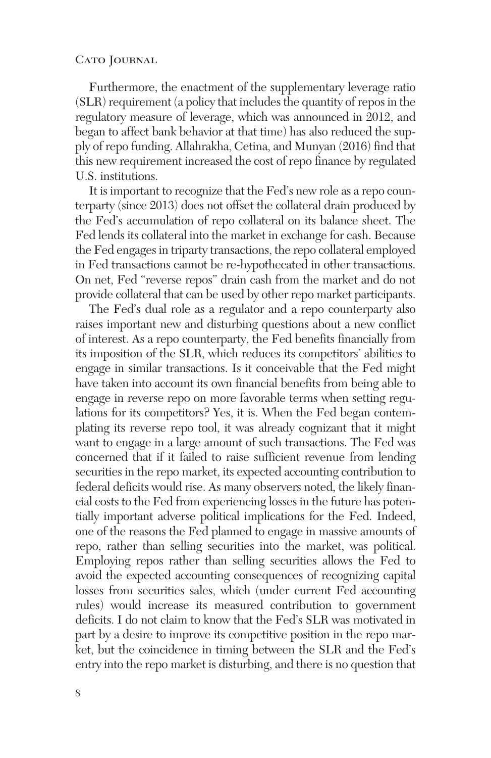Furthermore, the enactment of the supplementary leverage ratio (SLR) requirement (a policy that includes the quantity of repos in the regulatory measure of leverage, which was announced in 2012, and began to affect bank behavior at that time) has also reduced the supply of repo funding. Allahrakha, Cetina, and Munyan (2016) find that this new requirement increased the cost of repo finance by regulated U.S. institutions.

It is important to recognize that the Fed's new role as a repo counterparty (since 2013) does not offset the collateral drain produced by the Fed's accumulation of repo collateral on its balance sheet. The Fed lends its collateral into the market in exchange for cash. Because the Fed engages in triparty transactions, the repo collateral employed in Fed transactions cannot be re-hypothecated in other transactions. On net, Fed "reverse repos" drain cash from the market and do not provide collateral that can be used by other repo market participants.

The Fed's dual role as a regulator and a repo counterparty also raises important new and disturbing questions about a new conflict of interest. As a repo counterparty, the Fed benefits financially from its imposition of the SLR, which reduces its competitors' abilities to engage in similar transactions. Is it conceivable that the Fed might have taken into account its own financial benefits from being able to engage in reverse repo on more favorable terms when setting regulations for its competitors? Yes, it is. When the Fed began contemplating its reverse repo tool, it was already cognizant that it might want to engage in a large amount of such transactions. The Fed was concerned that if it failed to raise sufficient revenue from lending securities in the repo market, its expected accounting contribution to federal deficits would rise. As many observers noted, the likely financial costs to the Fed from experiencing losses in the future has potentially important adverse political implications for the Fed. Indeed, one of the reasons the Fed planned to engage in massive amounts of repo, rather than selling securities into the market, was political. Employing repos rather than selling securities allows the Fed to avoid the expected accounting consequences of recognizing capital losses from securities sales, which (under current Fed accounting rules) would increase its measured contribution to government deficits. I do not claim to know that the Fed's SLR was motivated in part by a desire to improve its competitive position in the repo market, but the coincidence in timing between the SLR and the Fed's entry into the repo market is disturbing, and there is no question that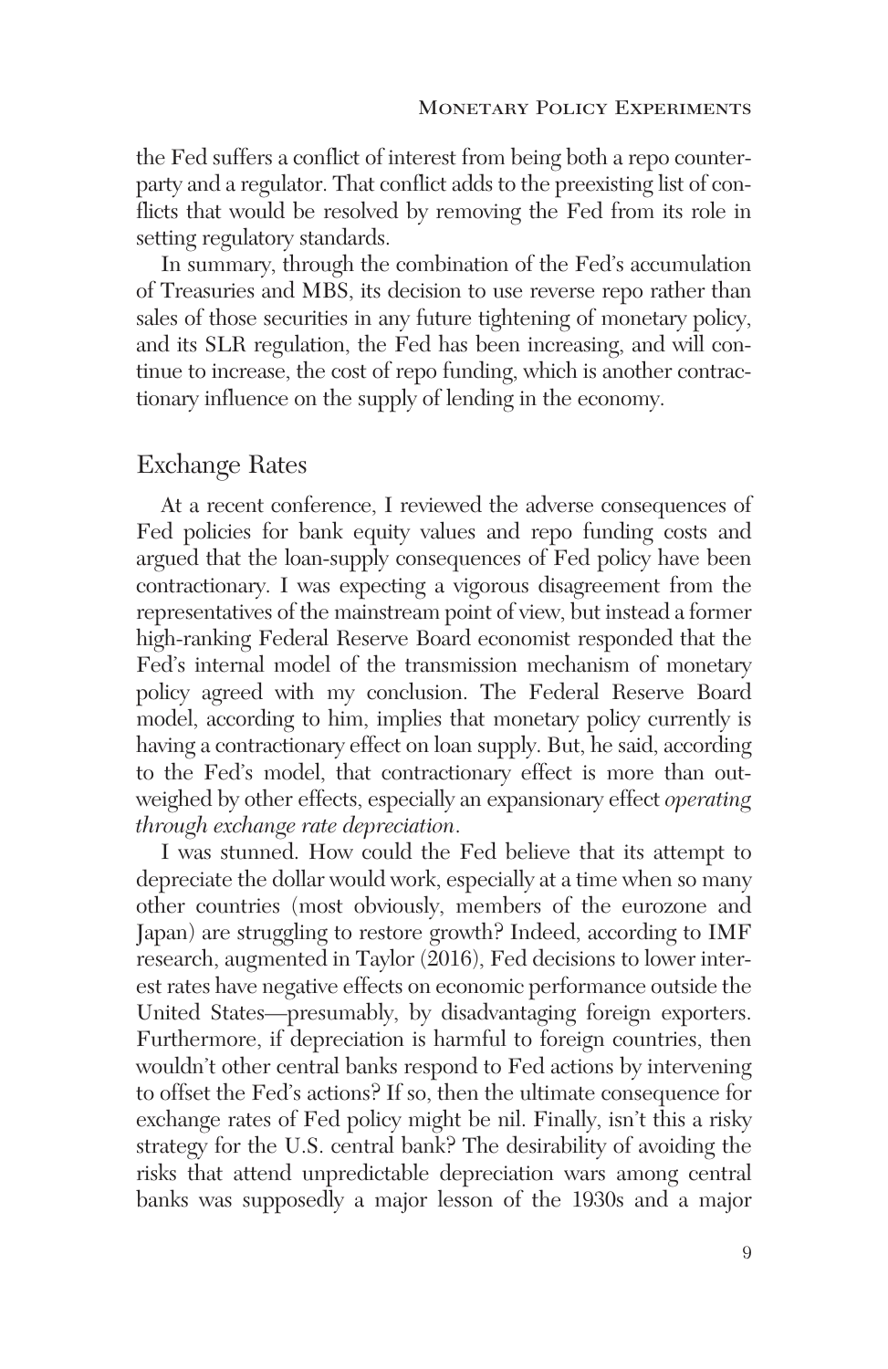the Fed suffers a conflict of interest from being both a repo counterparty and a regulator. That conflict adds to the preexisting list of conflicts that would be resolved by removing the Fed from its role in setting regulatory standards.

In summary, through the combination of the Fed's accumulation of Treasuries and MBS, its decision to use reverse repo rather than sales of those securities in any future tightening of monetary policy, and its SLR regulation, the Fed has been increasing, and will continue to increase, the cost of repo funding, which is another contractionary influence on the supply of lending in the economy.

## Exchange Rates

At a recent conference, I reviewed the adverse consequences of Fed policies for bank equity values and repo funding costs and argued that the loan-supply consequences of Fed policy have been contractionary. I was expecting a vigorous disagreement from the representatives of the mainstream point of view, but instead a former high-ranking Federal Reserve Board economist responded that the Fed's internal model of the transmission mechanism of monetary policy agreed with my conclusion. The Federal Reserve Board model, according to him, implies that monetary policy currently is having a contractionary effect on loan supply. But, he said, according to the Fed's model, that contractionary effect is more than outweighed by other effects, especially an expansionary effect *operating through exchange rate depreciation*.

I was stunned. How could the Fed believe that its attempt to depreciate the dollar would work, especially at a time when so many other countries (most obviously, members of the eurozone and Japan) are struggling to restore growth? Indeed, according to IMF research, augmented in Taylor (2016), Fed decisions to lower interest rates have negative effects on economic performance outside the United States—presumably, by disadvantaging foreign exporters. Furthermore, if depreciation is harmful to foreign countries, then wouldn't other central banks respond to Fed actions by intervening to offset the Fed's actions? If so, then the ultimate consequence for exchange rates of Fed policy might be nil. Finally, isn't this a risky strategy for the U.S. central bank? The desirability of avoiding the risks that attend unpredictable depreciation wars among central banks was supposedly a major lesson of the 1930s and a major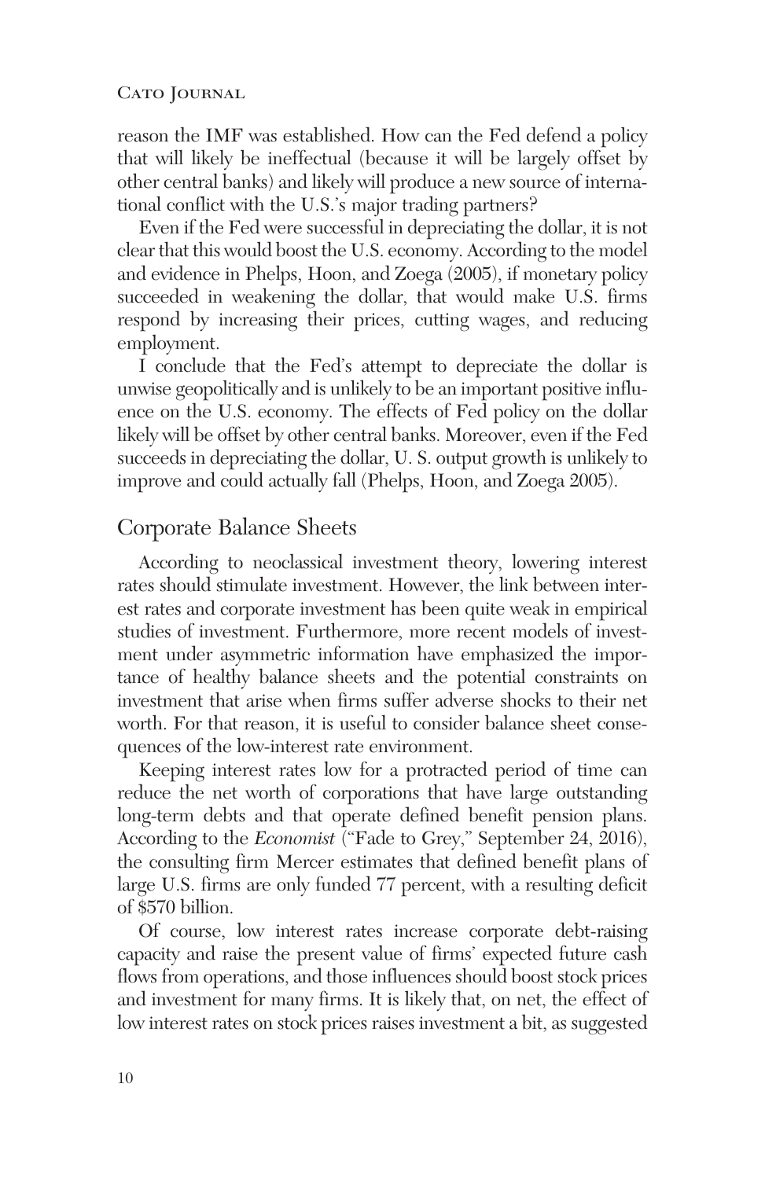reason the IMF was established. How can the Fed defend a policy that will likely be ineffectual (because it will be largely offset by other central banks) and likely will produce a new source of international conflict with the U.S.'s major trading partners?

Even if the Fed were successful in depreciating the dollar, it is not clear that this would boost the U.S. economy. According to the model and evidence in Phelps, Hoon, and Zoega (2005), if monetary policy succeeded in weakening the dollar, that would make U.S. firms respond by increasing their prices, cutting wages, and reducing employment.

I conclude that the Fed's attempt to depreciate the dollar is unwise geopolitically and is unlikely to be an important positive influence on the U.S. economy. The effects of Fed policy on the dollar likely will be offset by other central banks. Moreover, even if the Fed succeeds in depreciating the dollar, U. S. output growth is unlikely to improve and could actually fall (Phelps, Hoon, and Zoega 2005).

## Corporate Balance Sheets

According to neoclassical investment theory, lowering interest rates should stimulate investment. However, the link between interest rates and corporate investment has been quite weak in empirical studies of investment. Furthermore, more recent models of investment under asymmetric information have emphasized the importance of healthy balance sheets and the potential constraints on investment that arise when firms suffer adverse shocks to their net worth. For that reason, it is useful to consider balance sheet consequences of the low-interest rate environment.

Keeping interest rates low for a protracted period of time can reduce the net worth of corporations that have large outstanding long-term debts and that operate defined benefit pension plans. According to the *Economist* ("Fade to Grey," September 24, 2016), the consulting firm Mercer estimates that defined benefit plans of large U.S. firms are only funded 77 percent, with a resulting deficit of $570 billion.

Of course, low interest rates increase corporate debt-raising capacity and raise the present value of firms' expected future cash flows from operations, and those influences should boost stock prices and investment for many firms. It is likely that, on net, the effect of low interest rates on stock prices raises investment a bit, as suggested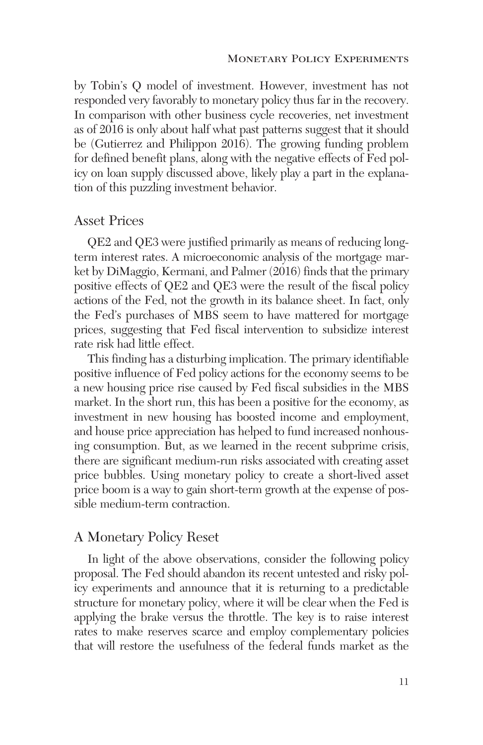by Tobin's Q model of investment. However, investment has not responded very favorably to monetary policy thus far in the recovery. In comparison with other business cycle recoveries, net investment as of 2016 is only about half what past patterns suggest that it should be (Gutierrez and Philippon 2016). The growing funding problem for defined benefit plans, along with the negative effects of Fed policy on loan supply discussed above, likely play a part in the explanation of this puzzling investment behavior.

## Asset Prices

QE2 and QE3 were justified primarily as means of reducing long-term interest rates. A microeconomic analysis of the mortgage market by DiMaggio, Kermani, and Palmer (2016) finds that the primary positive effects of QE2 and QE3 were the result of the fiscal policy actions of the Fed, not the growth in its balance sheet. In fact, only the Fed's purchases of MBS seem to have mattered for mortgage prices, suggesting that Fed fiscal intervention to subsidize interest rate risk had little effect.

This finding has a disturbing implication. The primary identifiable positive influence of Fed policy actions for the economy seems to be a new housing price rise caused by Fed fiscal subsidies in the MBS market. In the short run, this has been a positive for the economy, as investment in new housing has boosted income and employment, and house price appreciation has helped to fund increased nonhousing consumption. But, as we learned in the recent subprime crisis, there are significant medium-run risks associated with creating asset price bubbles. Using monetary policy to create a short-lived asset price boom is a way to gain short-term growth at the expense of possible medium-term contraction.

## A Monetary Policy Reset

In light of the above observations, consider the following policy proposal. The Fed should abandon its recent untested and risky policy experiments and announce that it is returning to a predictable structure for monetary policy, where it will be clear when the Fed is applying the brake versus the throttle. The key is to raise interest rates to make reserves scarce and employ complementary policies that will restore the usefulness of the federal funds market as the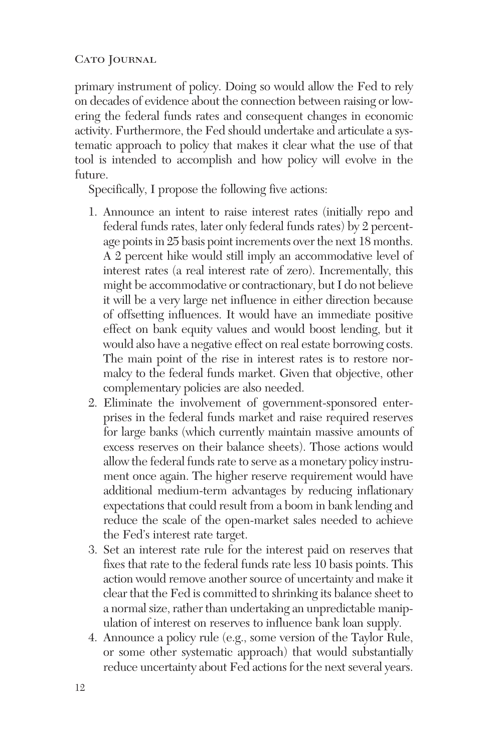primary instrument of policy. Doing so would allow the Fed to rely on decades of evidence about the connection between raising or lowering the federal funds rates and consequent changes in economic activity. Furthermore, the Fed should undertake and articulate a systematic approach to policy that makes it clear what the use of that tool is intended to accomplish and how policy will evolve in the future.

Specifically, I propose the following five actions:

1. Announce an intent to raise interest rates (initially repo and federal funds rates, later only federal funds rates) by 2 percentage points in 25 basis point increments over the next 18 months. A 2 percent hike would still imply an accommodative level of interest rates (a real interest rate of zero). Incrementally, this might be accommodative or contractionary, but I do not believe it will be a very large net influence in either direction because of offsetting influences. It would have an immediate positive effect on bank equity values and would boost lending, but it would also have a negative effect on real estate borrowing costs. The main point of the rise in interest rates is to restore normalcy to the federal funds market. Given that objective, other complementary policies are also needed.
2. Eliminate the involvement of government-sponsored enterprises in the federal funds market and raise required reserves for large banks (which currently maintain massive amounts of excess reserves on their balance sheets). Those actions would allow the federal funds rate to serve as a monetary policy instrument once again. The higher reserve requirement would have additional medium-term advantages by reducing inflationary expectations that could result from a boom in bank lending and reduce the scale of the open-market sales needed to achieve the Fed's interest rate target.
3. Set an interest rate rule for the interest paid on reserves that fixes that rate to the federal funds rate less 10 basis points. This action would remove another source of uncertainty and make it clear that the Fed is committed to shrinking its balance sheet to a normal size, rather than undertaking an unpredictable manipulation of interest on reserves to influence bank loan supply.
4. Announce a policy rule (e.g., some version of the Taylor Rule, or some other systematic approach) that would substantially reduce uncertainty about Fed actions for the next several years.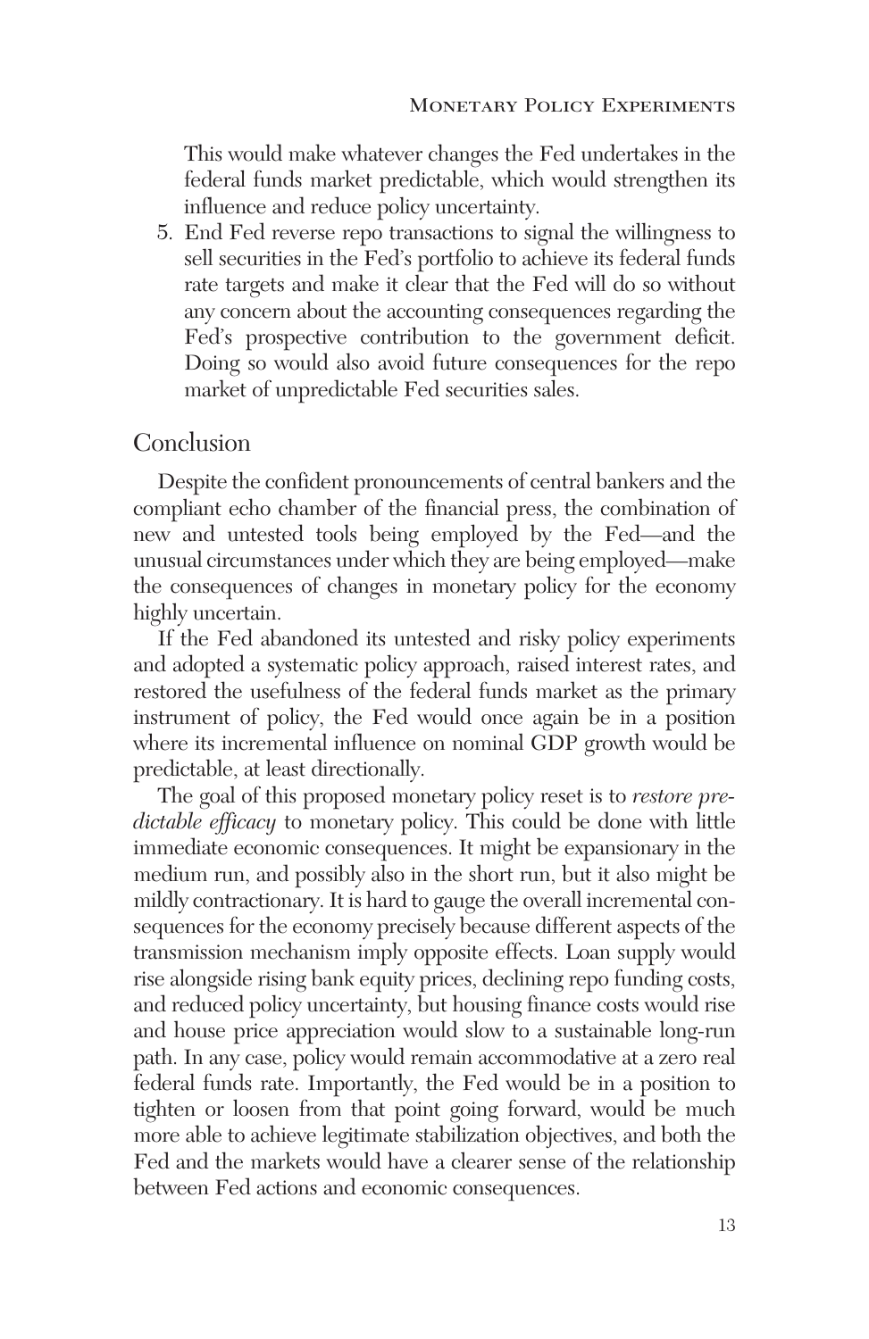This would make whatever changes the Fed undertakes in the federal funds market predictable, which would strengthen its influence and reduce policy uncertainty.

5. End Fed reverse repo transactions to signal the willingness to sell securities in the Fed's portfolio to achieve its federal funds rate targets and make it clear that the Fed will do so without any concern about the accounting consequences regarding the Fed's prospective contribution to the government deficit. Doing so would also avoid future consequences for the repo market of unpredictable Fed securities sales.

## Conclusion

Despite the confident pronouncements of central bankers and the compliant echo chamber of the financial press, the combination of new and untested tools being employed by the Fed—and the unusual circumstances under which they are being employed—make the consequences of changes in monetary policy for the economy highly uncertain.

If the Fed abandoned its untested and risky policy experiments and adopted a systematic policy approach, raised interest rates, and restored the usefulness of the federal funds market as the primary instrument of policy, the Fed would once again be in a position where its incremental influence on nominal GDP growth would be predictable, at least directionally.

The goal of this proposed monetary policy reset is to *restore predictable efficacy* to monetary policy. This could be done with little immediate economic consequences. It might be expansionary in the medium run, and possibly also in the short run, but it also might be mildly contractionary. It is hard to gauge the overall incremental consequences for the economy precisely because different aspects of the transmission mechanism imply opposite effects. Loan supply would rise alongside rising bank equity prices, declining repo funding costs, and reduced policy uncertainty, but housing finance costs would rise and house price appreciation would slow to a sustainable long-run path. In any case, policy would remain accommodative at a zero real federal funds rate. Importantly, the Fed would be in a position to tighten or loosen from that point going forward, would be much more able to achieve legitimate stabilization objectives, and both the Fed and the markets would have a clearer sense of the relationship between Fed actions and economic consequences.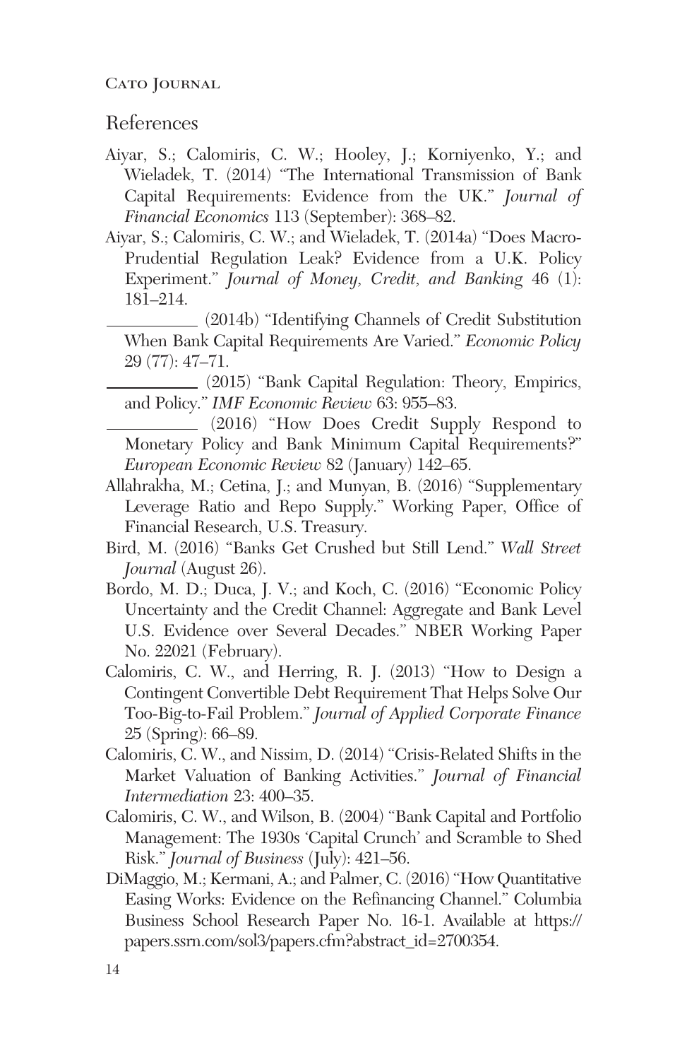## References

Aiyar, S.; Calomiris, C. W.; Hooley, J.; Korniyenko, Y.; and Wieladek, T. (2014) "The International Transmission of Bank Capital Requirements: Evidence from the UK." *Journal of Financial Economics* 113 (September): 368–82.

Aiyar, S.; Calomiris, C. W.; and Wieladek, T. (2014a) "Does Macro-Prudential Regulation Leak? Evidence from a U.K. Policy Experiment." *Journal of Money, Credit, and Banking* 46 (1): 181–214.

__________ (2014b) "Identifying Channels of Credit Substitution When Bank Capital Requirements Are Varied." *Economic Policy* 29 (77): 47–71.

__________ (2015) "Bank Capital Regulation: Theory, Empirics, and Policy." *IMF Economic Review* 63: 955–83.

__________ (2016) "How Does Credit Supply Respond to Monetary Policy and Bank Minimum Capital Requirements?" *European Economic Review* 82 (January) 142–65.

Allahrakha, M.; Cetina, J.; and Munyan, B. (2016) "Supplementary Leverage Ratio and Repo Supply." Working Paper, Office of Financial Research, U.S. Treasury.

Bird, M. (2016) "Banks Get Crushed but Still Lend." *Wall Street Journal* (August 26).

Bordo, M. D.; Duca, J. V.; and Koch, C. (2016) "Economic Policy Uncertainty and the Credit Channel: Aggregate and Bank Level U.S. Evidence over Several Decades." NBER Working Paper No. 22021 (February).

Calomiris, C. W., and Herring, R. J. (2013) "How to Design a Contingent Convertible Debt Requirement That Helps Solve Our Too-Big-to-Fail Problem." *Journal of Applied Corporate Finance* 25 (Spring): 66–89.

Calomiris, C. W., and Nissim, D. (2014) "Crisis-Related Shifts in the Market Valuation of Banking Activities." *Journal of Financial Intermediation* 23: 400–35.

Calomiris, C. W., and Wilson, B. (2004) "Bank Capital and Portfolio Management: The 1930s 'Capital Crunch' and Scramble to Shed Risk." *Journal of Business* (July): 421–56.

DiMaggio, M.; Kermani, A.; and Palmer, C. (2016) "How Quantitative Easing Works: Evidence on the Refinancing Channel." Columbia Business School Research Paper No. 16-1. Available at https://papers.ssrn.com/sol3/papers.cfm?abstract_id=2700354.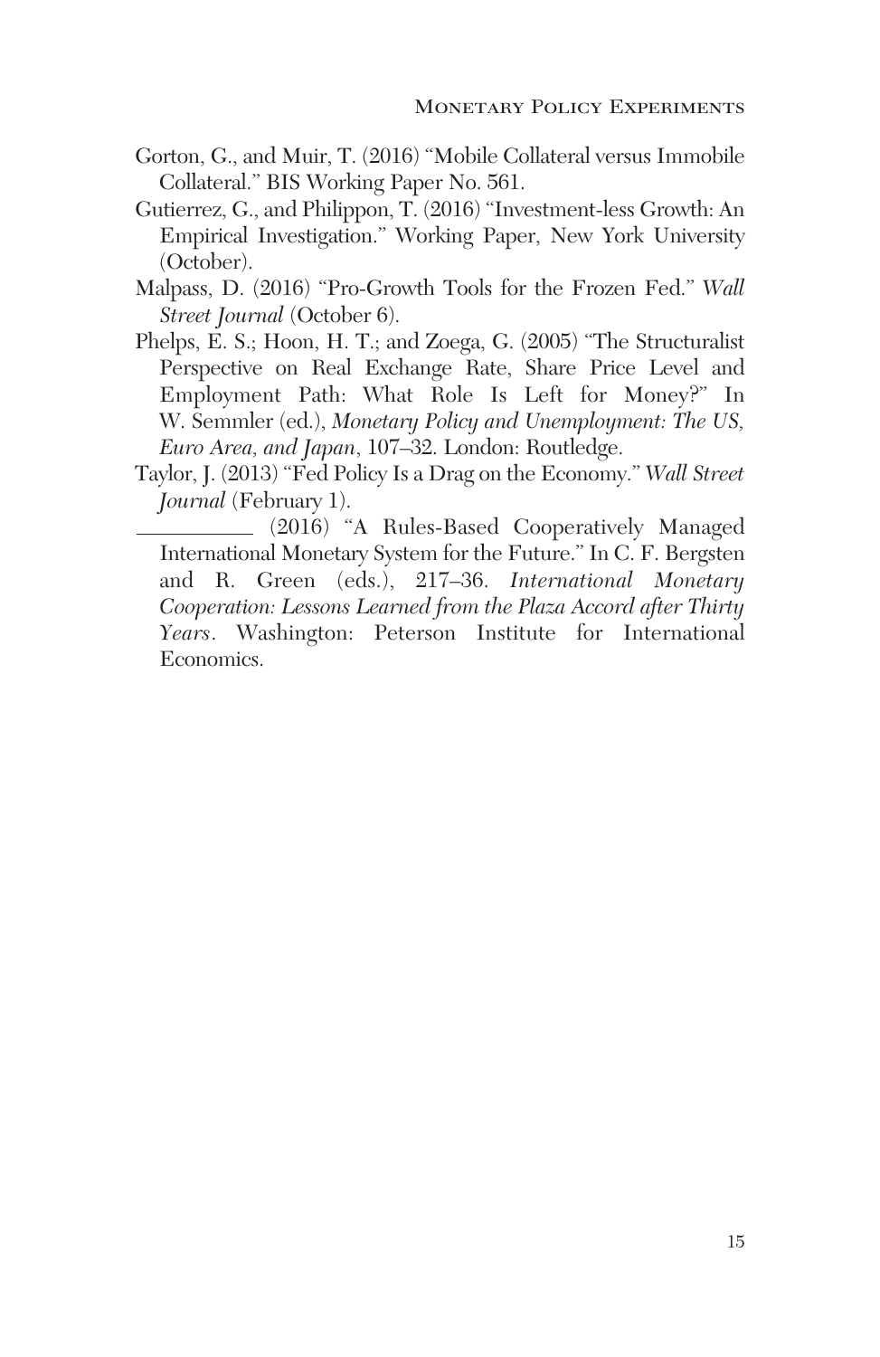Gorton, G., and Muir, T. (2016) "Mobile Collateral versus Immobile Collateral." BIS Working Paper No. 561.

Gutierrez, G., and Philippon, T. (2016) "Investment-less Growth: An Empirical Investigation." Working Paper, New York University (October).

Malpass, D. (2016) "Pro-Growth Tools for the Frozen Fed." *Wall Street Journal* (October 6).

Phelps, E. S.; Hoon, H. T.; and Zoega, G. (2005) "The Structuralist Perspective on Real Exchange Rate, Share Price Level and Employment Path: What Role Is Left for Money?" In W. Semmler (ed.), *Monetary Policy and Unemployment: The US, Euro Area, and Japan*, 107–32. London: Routledge.

Taylor, J. (2013) "Fed Policy Is a Drag on the Economy." *Wall Street Journal* (February 1).

\_\_\_\_\_\_\_\_\_\_ (2016) "A Rules-Based Cooperatively Managed International Monetary System for the Future." In C. F. Bergsten and R. Green (eds.), 217–36. *International Monetary Cooperation: Lessons Learned from the Plaza Accord after Thirty Years*. Washington: Peterson Institute for International Economics.